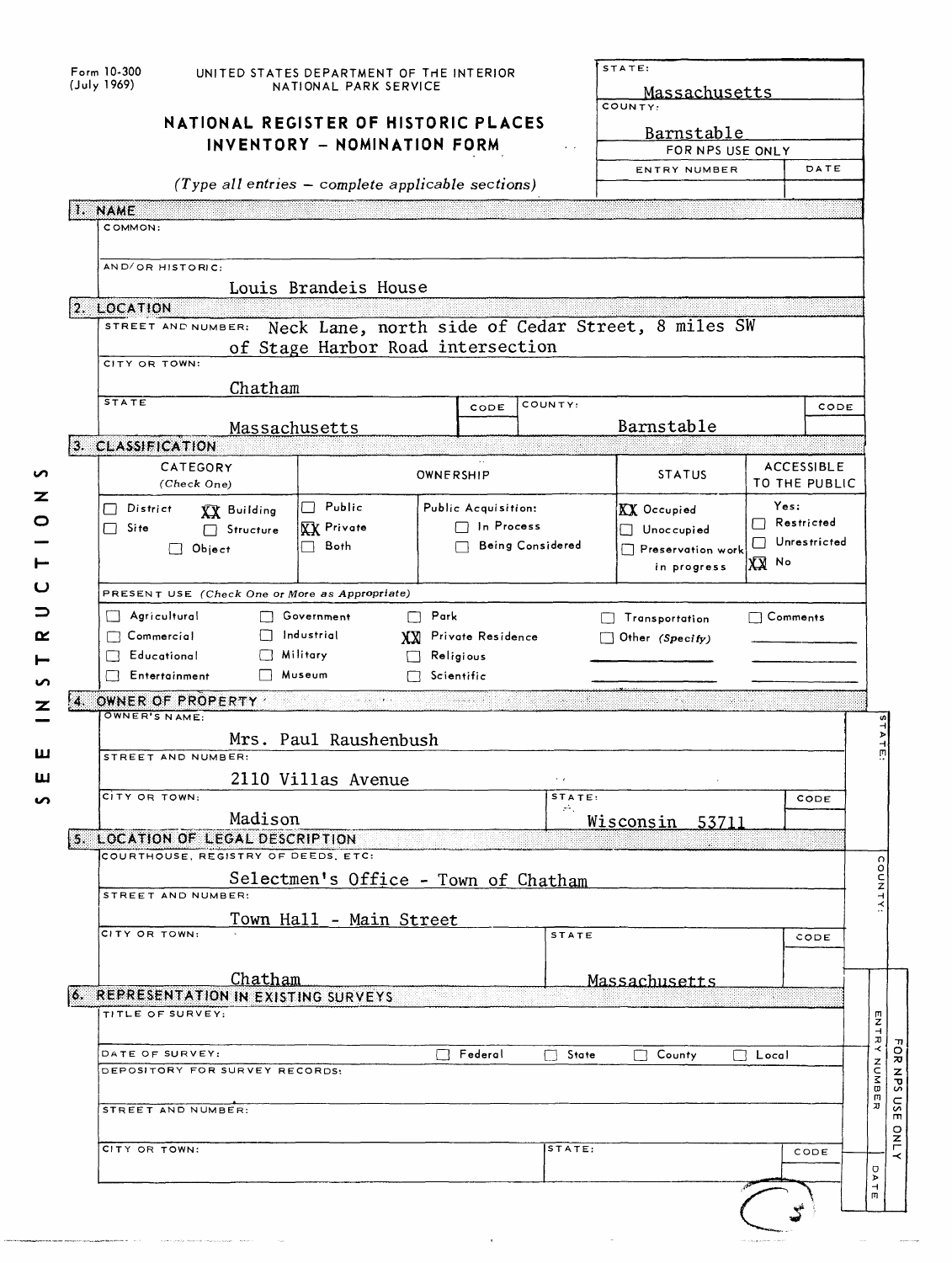Form 10-300 (July 1969)

UNITED STATES DEPARTMENT OF THE INTERIOR
NATIONAL PARK SERVICE

# NATIONAL REGISTER OF HISTORIC PLACES
# INVENTORY - NOMINATION FORM

*(Type all entries – complete applicable sections)*

STATE: Massachusetts
COUNTY: Barnstable

| FOR NPS USE ONLY | |
|---|---|
| ENTRY NUMBER | DATE |
| | |

## 1. NAME

COMMON:

AND/OR HISTORIC: Louis Brandeis House

## 2. LOCATION

STREET AND NUMBER: Neck Lane, north side of Cedar Street, 8 miles SW of Stage Harbor Road intersection

CITY OR TOWN: Chatham

| STATE | CODE | COUNTY | CODE |
|---|---|---|---|
| Massachusetts | | Barnstable | |

## 3. CLASSIFICATION

| CATEGORY (Check One) | OWNERSHIP | | STATUS | ACCESSIBLE TO THE PUBLIC |
|---|---|---|---|---|
| ☐ District XX Building | ☐ Public | Public Acquisition: | XX Occupied | Yes: |
| ☐ Site ☐ Structure | XX Private | ☐ In Process | ☐ Unoccupied | ☐ Restricted |
| ☐ Object | ☐ Both | ☐ Being Considered | ☐ Preservation work in progress | ☐ Unrestricted |
| | | | | XX No |

PRESENT USE *(Check One or More as Appropriate)*

| | | | | |
|---|---|---|---|---|
| ☐ Agricultural | ☐ Government | ☐ Park | ☐ Transportation | ☐ Comments |
| ☐ Commercial | ☐ Industrial | XX Private Residence | ☐ Other *(Specify)* | |
| ☐ Educational | ☐ Military | ☐ Religious | | |
| ☐ Entertainment | ☐ Museum | ☐ Scientific | | |

## 4. OWNER OF PROPERTY

OWNER'S NAME: Mrs. Paul Raushenbush

STREET AND NUMBER: 2110 Villas Avenue

| CITY OR TOWN | STATE | CODE |
|---|---|---|
| Madison | Wisconsin 53711 | |

## 5. LOCATION OF LEGAL DESCRIPTION

COURTHOUSE, REGISTRY OF DEEDS, ETC: Selectmen's Office - Town of Chatham

STREET AND NUMBER: Town Hall - Main Street

| CITY OR TOWN | STATE | CODE |
|---|---|---|
| Chatham | Massachusetts | |

## 6. REPRESENTATION IN EXISTING SURVEYS

TITLE OF SURVEY:

DATE OF SURVEY: ☐ Federal ☐ State ☐ County ☐ Local

DEPOSITORY FOR SURVEY RECORDS:

STREET AND NUMBER:

| CITY OR TOWN | STATE | CODE |
|---|---|---|
| | | |

SEE INSTRUCTIONS

STATE:
COUNTY:
FOR NPS USE ONLY
ENTRY NUMBER
DATE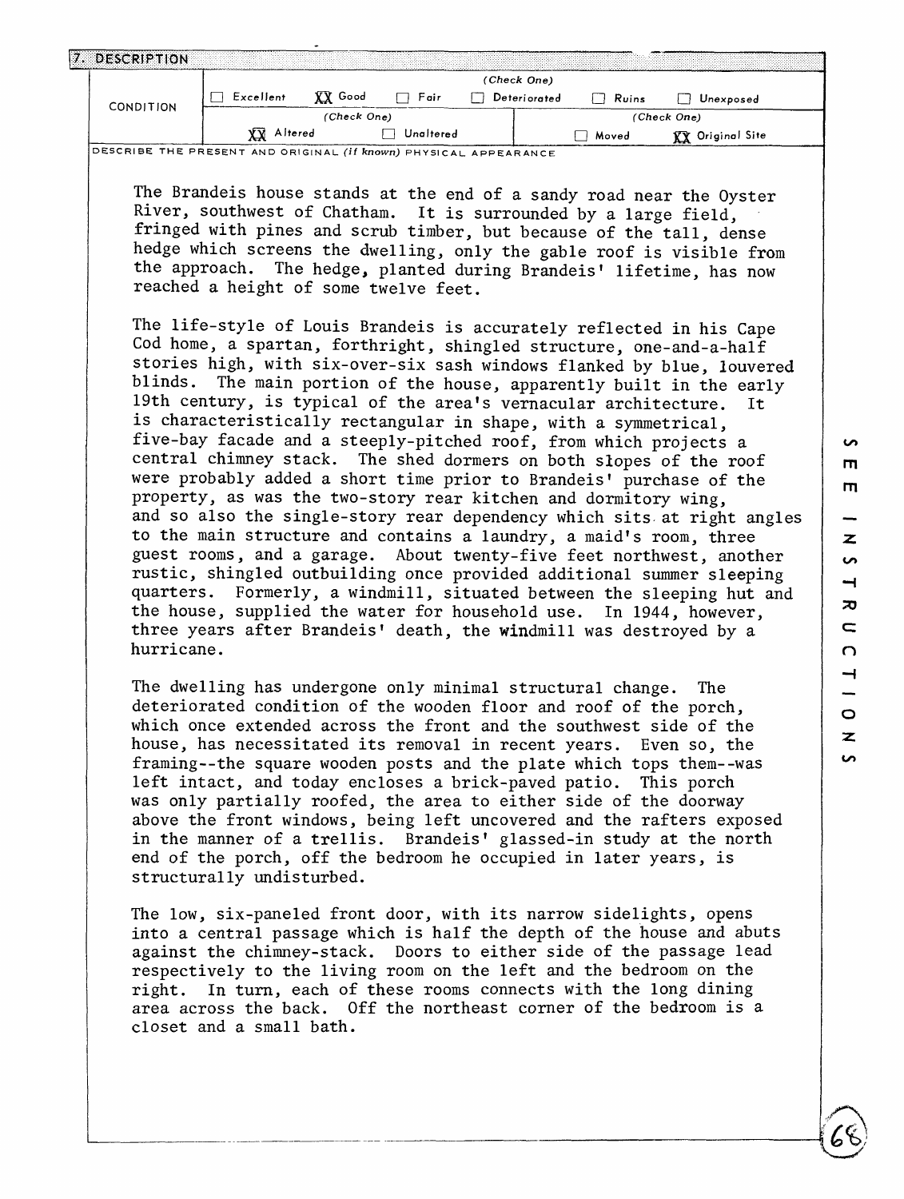## 7. DESCRIPTION

| CONDITION | (Check One) | | | | | |
|---|---|---|---|---|---|---|
| | ☐ Excellent | XX Good | ☐ Fair | ☐ Deteriorated | ☐ Ruins | ☐ Unexposed |
| | (Check One) | | | (Check One) | | |
| | XX Altered | ☐ Unaltered | | ☐ Moved | XX Original Site | |

DESCRIBE THE PRESENT AND ORIGINAL *(if known)* PHYSICAL APPEARANCE

The Brandeis house stands at the end of a sandy road near the Oyster River, southwest of Chatham. It is surrounded by a large field, fringed with pines and scrub timber, but because of the tall, dense hedge which screens the dwelling, only the gable roof is visible from the approach. The hedge, planted during Brandeis' lifetime, has now reached a height of some twelve feet.

The life-style of Louis Brandeis is accurately reflected in his Cape Cod home, a spartan, forthright, shingled structure, one-and-a-half stories high, with six-over-six sash windows flanked by blue, louvered blinds. The main portion of the house, apparently built in the early 19th century, is typical of the area's vernacular architecture. It is characteristically rectangular in shape, with a symmetrical, five-bay facade and a steeply-pitched roof, from which projects a central chimney stack. The shed dormers on both slopes of the roof were probably added a short time prior to Brandeis' purchase of the property, as was the two-story rear kitchen and dormitory wing, and so also the single-story rear dependency which sits at right angles to the main structure and contains a laundry, a maid's room, three guest rooms, and a garage. About twenty-five feet northwest, another rustic, shingled outbuilding once provided additional summer sleeping quarters. Formerly, a windmill, situated between the sleeping hut and the house, supplied the water for household use. In 1944, however, three years after Brandeis' death, the windmill was destroyed by a hurricane.

The dwelling has undergone only minimal structural change. The deteriorated condition of the wooden floor and roof of the porch, which once extended across the front and the southwest side of the house, has necessitated its removal in recent years. Even so, the framing--the square wooden posts and the plate which tops them--was left intact, and today encloses a brick-paved patio. This porch was only partially roofed, the area to either side of the doorway above the front windows, being left uncovered and the rafters exposed in the manner of a trellis. Brandeis' glassed-in study at the north end of the porch, off the bedroom he occupied in later years, is structurally undisturbed.

The low, six-paneled front door, with its narrow sidelights, opens into a central passage which is half the depth of the house and abuts against the chimney-stack. Doors to either side of the passage lead respectively to the living room on the left and the bedroom on the right. In turn, each of these rooms connects with the long dining area across the back. Off the northeast corner of the bedroom is a closet and a small bath.

SEE INSTRUCTIONS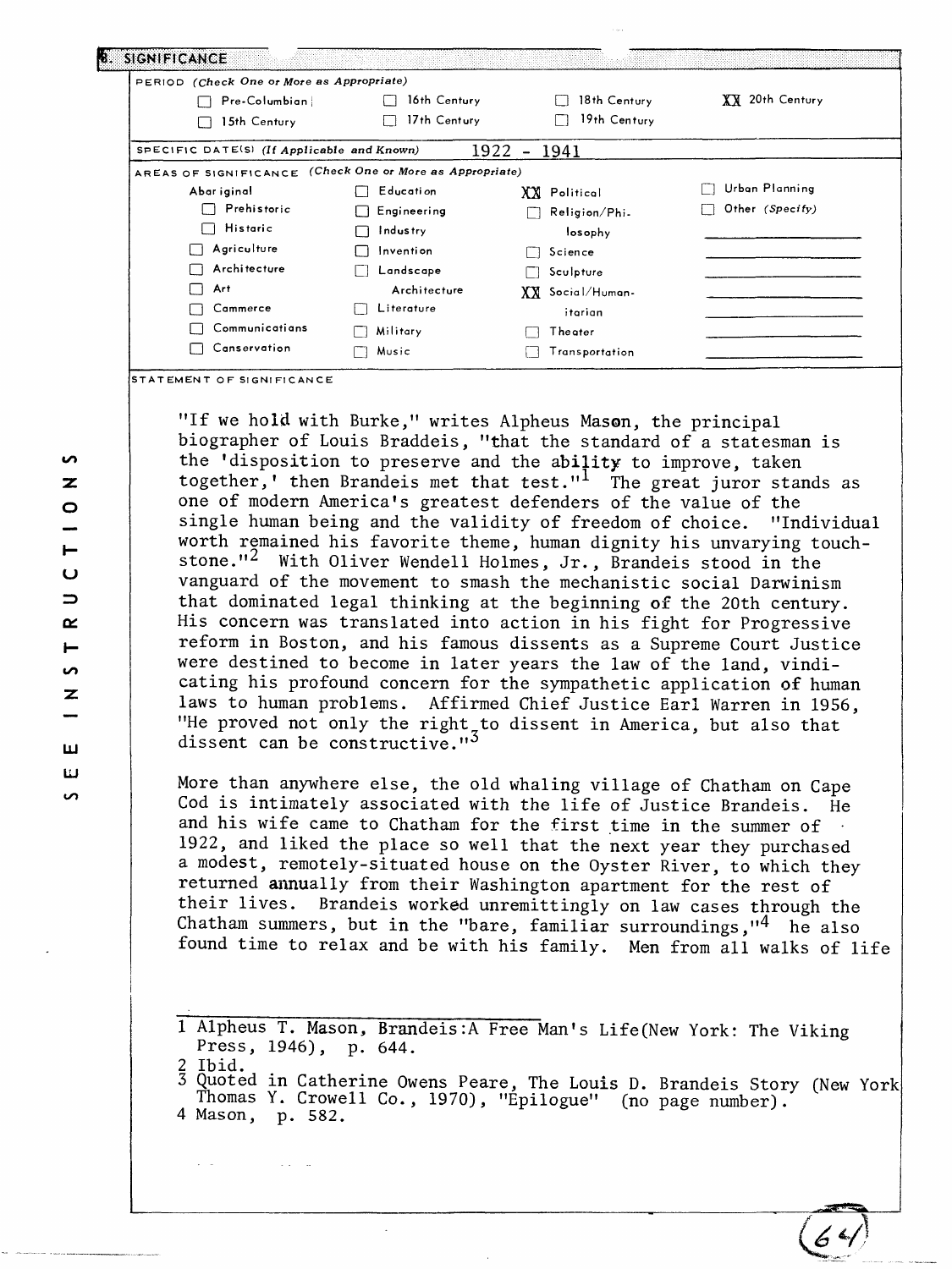## 8. SIGNIFICANCE

**PERIOD** *(Check One or More as Appropriate)*

| | | | |
|---|---|---|---|
| ☐ Pre-Columbian | ☐ 16th Century | ☐ 18th Century | XX 20th Century |
| ☐ 15th Century | ☐ 17th Century | ☐ 19th Century | |

**SPECIFIC DATE(S)** *(If Applicable and Known)* 1922 - 1941

**AREAS OF SIGNIFICANCE** *(Check One or More as Appropriate)*

| | | | |
|---|---|---|---|
| Aboriginal | ☐ Education | XX Political | ☐ Urban Planning |
| ☐ Prehistoric | ☐ Engineering | ☐ Religion/Philosophy | ☐ Other *(Specify)* |
| ☐ Historic | ☐ Industry | ☐ Science | |
| ☐ Agriculture | ☐ Invention | ☐ Sculpture | |
| ☐ Architecture | ☐ Landscape Architecture | XX Social/Humanitarian | |
| ☐ Art | ☐ Literature | ☐ Theater | |
| ☐ Commerce | ☐ Military | ☐ Transportation | |
| ☐ Communications | ☐ Music | | |
| ☐ Conservation | | | |

**STATEMENT OF SIGNIFICANCE**

"If we hold with Burke," writes Alpheus Mason, the principal biographer of Louis Braddeis, "that the standard of a statesman is the 'disposition to preserve and the ability to improve, taken together,' then Brandeis met that test."[1] The great juror stands as one of modern America's greatest defenders of the value of the single human being and the validity of freedom of choice. "Individual worth remained his favorite theme, human dignity his unvarying touchstone."[2] With Oliver Wendell Holmes, Jr., Brandeis stood in the vanguard of the movement to smash the mechanistic social Darwinism that dominated legal thinking at the beginning of the 20th century. His concern was translated into action in his fight for Progressive reform in Boston, and his famous dissents as a Supreme Court Justice were destined to become in later years the law of the land, vindicating his profound concern for the sympathetic application of human laws to human problems. Affirmed Chief Justice Earl Warren in 1956, "He proved not only the right to dissent in America, but also that dissent can be constructive."[3]

More than anywhere else, the old whaling village of Chatham on Cape Cod is intimately associated with the life of Justice Brandeis. He and his wife came to Chatham for the first time in the summer of 1922, and liked the place so well that the next year they purchased a modest, remotely-situated house on the Oyster River, to which they returned annually from their Washington apartment for the rest of their lives. Brandeis worked unremittingly on law cases through the Chatham summers, but in the "bare, familiar surroundings,"[4] he also found time to relax and be with his family. Men from all walks of life

---

1 Alpheus T. Mason, Brandeis:A Free Man's Life(New York: The Viking Press, 1946), p. 644.
2 Ibid.
3 Quoted in Catherine Owens Peare, The Louis D. Brandeis Story (New York Thomas Y. Crowell Co., 1970), "Epilogue" (no page number).
4 Mason, p. 582.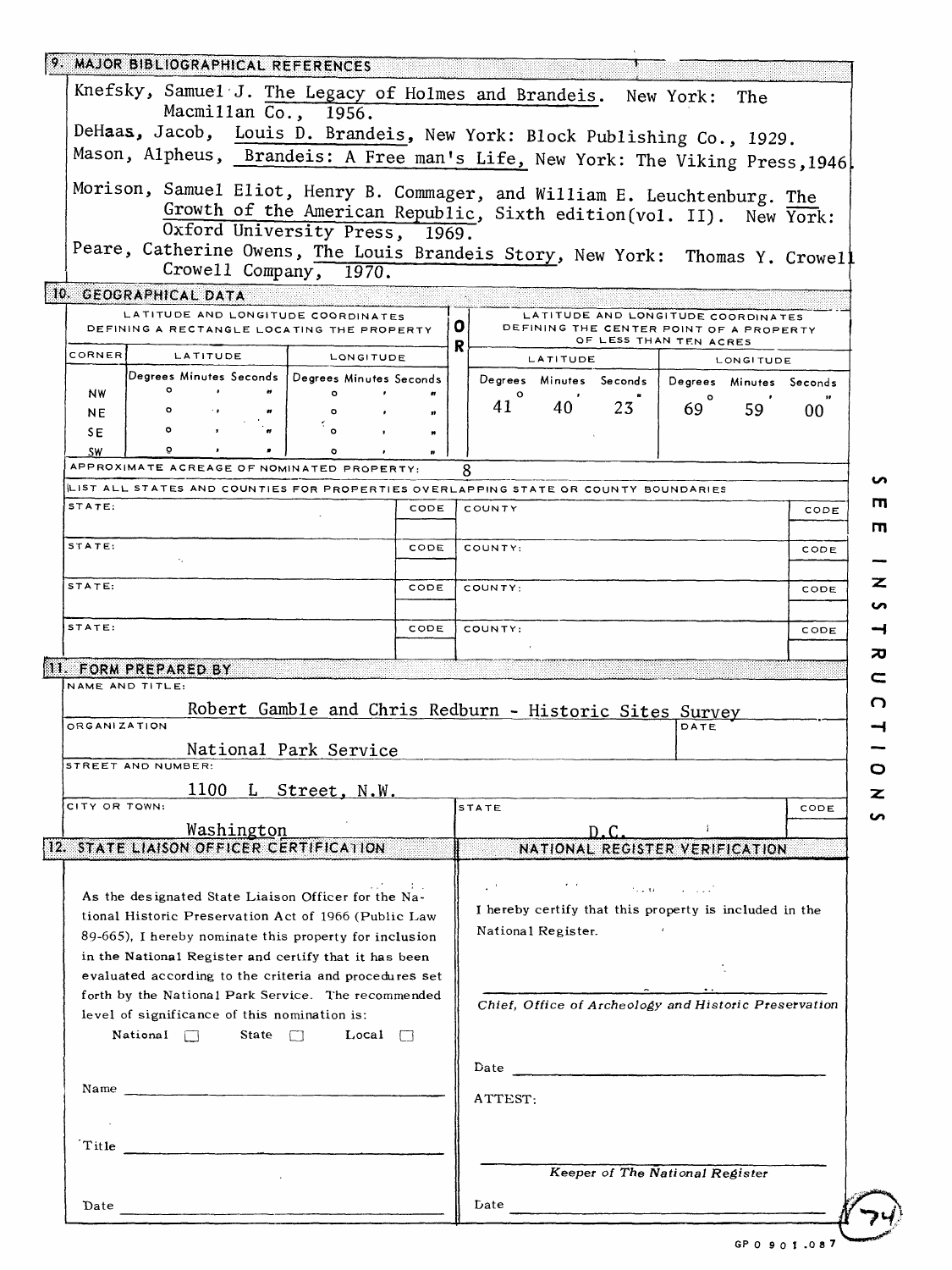## 9. MAJOR BIBLIOGRAPHICAL REFERENCES

Knefsky, Samuel J. The Legacy of Holmes and Brandeis. New York: The Macmillan Co., 1956.

DeHaas, Jacob, Louis D. Brandeis, New York: Block Publishing Co., 1929.

Mason, Alpheus, Brandeis: A Free man's Life, New York: The Viking Press, 1946.

Morison, Samuel Eliot, Henry B. Commager, and William E. Leuchtenburg. The Growth of the American Republic, Sixth edition(vol. II). New York: Oxford University Press, 1969.

Peare, Catherine Owens, The Louis Brandeis Story, New York: Thomas Y. Crowell Crowell Company, 1970.

## 10. GEOGRAPHICAL DATA

| LATITUDE AND LONGITUDE COORDINATES DEFINING A RECTANGLE LOCATING THE PROPERTY | | | OR | LATITUDE AND LONGITUDE COORDINATES DEFINING THE CENTER POINT OF A PROPERTY OF LESS THAN TEN ACRES | |
|---|---|---|---|---|---|
| CORNER | LATITUDE | LONGITUDE | | LATITUDE | LONGITUDE |
| | Degrees Minutes Seconds | Degrees Minutes Seconds | | Degrees Minutes Seconds | Degrees Minutes Seconds |
| NW | ° ' " | ° ' " | | 41° 40' 23" | 69° 59' 00" |
| NE | ° ' " | ° ' " | | | |
| SE | ° ' " | ° ' " | | | |
| SW | ° ' " | ° ' " | | | |

APPROXIMATE ACREAGE OF NOMINATED PROPERTY: 8

LIST ALL STATES AND COUNTIES FOR PROPERTIES OVERLAPPING STATE OR COUNTY BOUNDARIES

| STATE: | CODE | COUNTY | CODE |
|---|---|---|---|
| STATE: | CODE | COUNTY: | CODE |
| STATE: | CODE | COUNTY: | CODE |
| STATE: | CODE | COUNTY: | CODE |

SEE INSTRUCTIONS

## 11. FORM PREPARED BY

NAME AND TITLE: Robert Gamble and Chris Redburn - Historic Sites Survey

ORGANIZATION: National Park Service

DATE:

STREET AND NUMBER: 1100 L Street, N.W.

CITY OR TOWN: Washington

STATE: D.C.

CODE:

## 12. STATE LIAISON OFFICER CERTIFICATION

As the designated State Liaison Officer for the National Historic Preservation Act of 1966 (Public Law 89-665), I hereby nominate this property for inclusion in the National Register and certify that it has been evaluated according to the criteria and procedures set forth by the National Park Service. The recommended level of significance of this nomination is:

National ☐ State ☐ Local ☐

Name ______________________

Title ______________________

Date ______________________

## NATIONAL REGISTER VERIFICATION

I hereby certify that this property is included in the National Register.

______________________

*Chief, Office of Archeology and Historic Preservation*

Date ______________________

ATTEST:

______________________

*Keeper of The National Register*

Date ______________________

74

GPO 901.087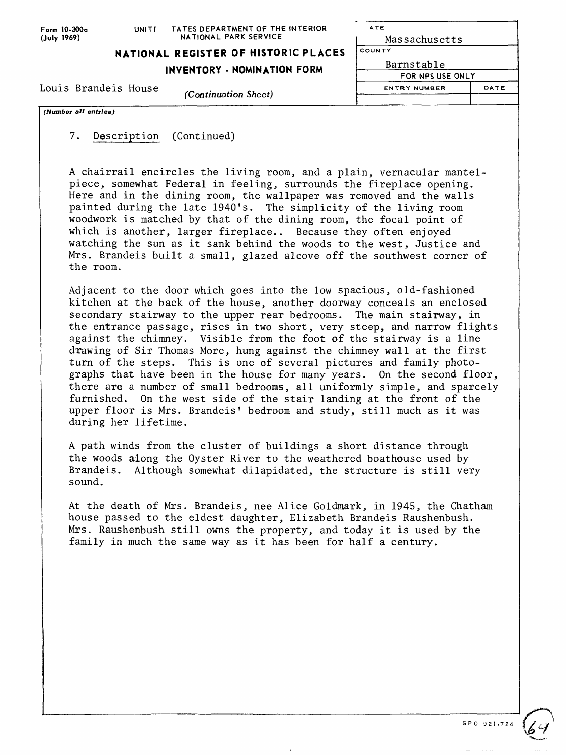Form 10-300a (July 1969)

UNITED STATES DEPARTMENT OF THE INTERIOR
NATIONAL PARK SERVICE

**NATIONAL REGISTER OF HISTORIC PLACES**
**INVENTORY - NOMINATION FORM**

*(Continuation Sheet)*

Louis Brandeis House

| STATE | |
|---|---|
| Massachusetts | |
| COUNTY | |
| Barnstable | |
| FOR NPS USE ONLY | |
| ENTRY NUMBER | DATE |
| | |

*(Number all entries)*

7. Description (Continued)

A chairrail encircles the living room, and a plain, vernacular mantelpiece, somewhat Federal in feeling, surrounds the fireplace opening. Here and in the dining room, the wallpaper was removed and the walls painted during the late 1940's. The simplicity of the living room woodwork is matched by that of the dining room, the focal point of which is another, larger fireplace.. Because they often enjoyed watching the sun as it sank behind the woods to the west, Justice and Mrs. Brandeis built a small, glazed alcove off the southwest corner of the room.

Adjacent to the door which goes into the low spacious, old-fashioned kitchen at the back of the house, another doorway conceals an enclosed secondary stairway to the upper rear bedrooms. The main stairway, in the entrance passage, rises in two short, very steep, and narrow flights against the chimney. Visible from the foot of the stairway is a line drawing of Sir Thomas More, hung against the chimney wall at the first turn of the steps. This is one of several pictures and family photographs that have been in the house for many years. On the second floor, there are a number of small bedrooms, all uniformly simple, and sparcely furnished. On the west side of the stair landing at the front of the upper floor is Mrs. Brandeis' bedroom and study, still much as it was during her lifetime.

A path winds from the cluster of buildings a short distance through the woods along the Oyster River to the weathered boathouse used by Brandeis. Although somewhat dilapidated, the structure is still very sound.

At the death of Mrs. Brandeis, nee Alice Goldmark, in 1945, the Chatham house passed to the eldest daughter, Elizabeth Brandeis Raushenbush. Mrs. Raushenbush still owns the property, and today it is used by the family in much the same way as it has been for half a century.

GPO 921.724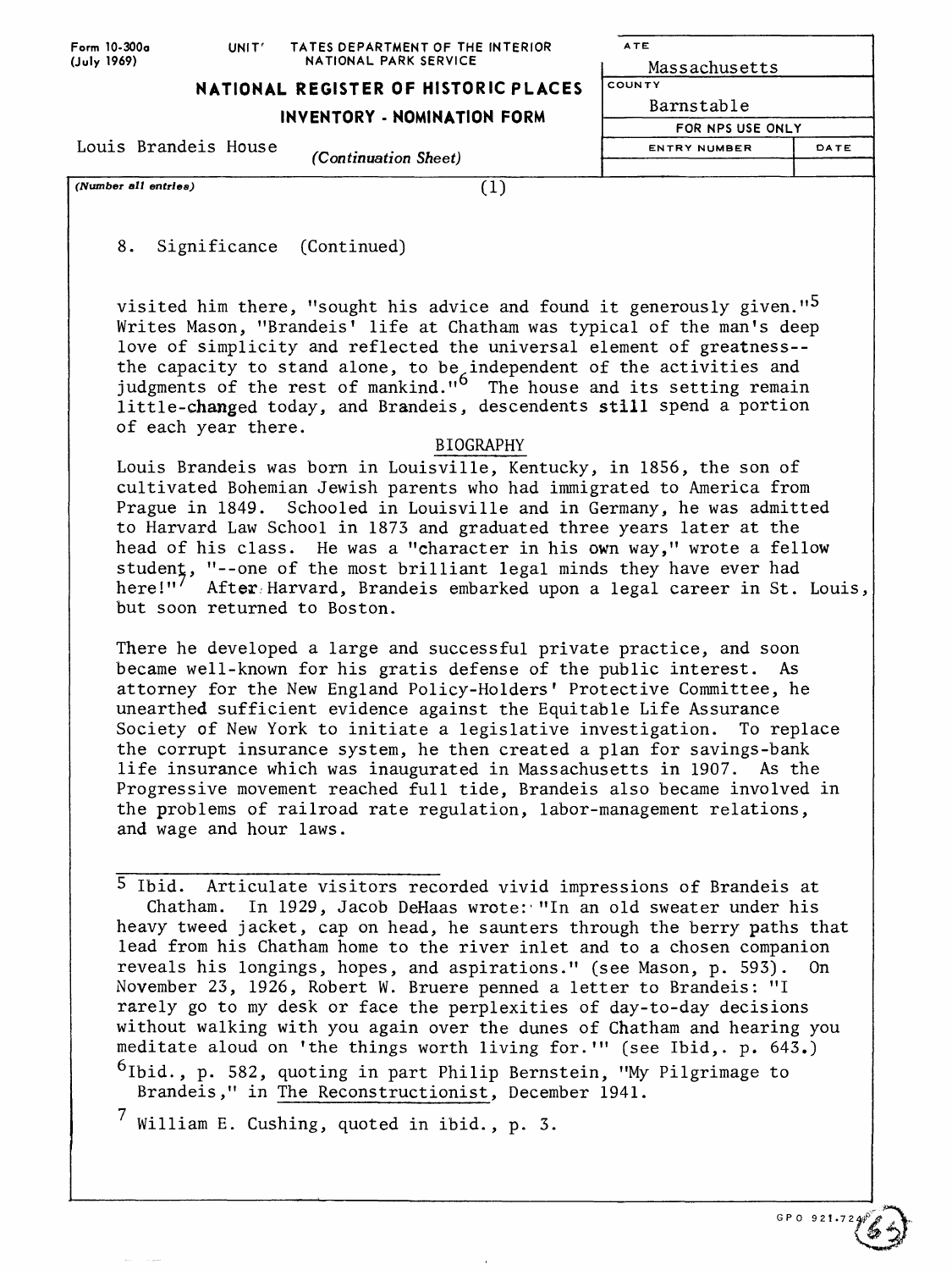Form 10-300a (July 1969)

UNITED STATES DEPARTMENT OF THE INTERIOR
NATIONAL PARK SERVICE

**NATIONAL REGISTER OF HISTORIC PLACES**

**INVENTORY - NOMINATION FORM**

(Continuation Sheet)

Louis Brandeis House

| STATE | |
|---|---|
| Massachusetts | |
| COUNTY | |
| Barnstable | |
| FOR NPS USE ONLY | |
| ENTRY NUMBER | DATE |
| | |

(Number all entries) (1)

8. Significance (Continued)

visited him there, "sought his advice and found it generously given."[5] Writes Mason, "Brandeis' life at Chatham was typical of the man's deep love of simplicity and reflected the universal element of greatness--the capacity to stand alone, to be independent of the activities and judgments of the rest of mankind."[6] The house and its setting remain little-changed today, and Brandeis, descendents still spend a portion of each year there.

BIOGRAPHY

Louis Brandeis was born in Louisville, Kentucky, in 1856, the son of cultivated Bohemian Jewish parents who had immigrated to America from Prague in 1849. Schooled in Louisville and in Germany, he was admitted to Harvard Law School in 1873 and graduated three years later at the head of his class. He was a "character in his own way," wrote a fellow student, "--one of the most brilliant legal minds they have ever had here!"[7] After Harvard, Brandeis embarked upon a legal career in St. Louis, but soon returned to Boston.

There he developed a large and successful private practice, and soon became well-known for his gratis defense of the public interest. As attorney for the New England Policy-Holders' Protective Committee, he unearthed sufficient evidence against the Equitable Life Assurance Society of New York to initiate a legislative investigation. To replace the corrupt insurance system, he then created a plan for savings-bank life insurance which was inaugurated in Massachusetts in 1907. As the Progressive movement reached full tide, Brandeis also became involved in the problems of railroad rate regulation, labor-management relations, and wage and hour laws.

---

[5] Ibid. Articulate visitors recorded vivid impressions of Brandeis at Chatham. In 1929, Jacob DeHaas wrote: "In an old sweater under his heavy tweed jacket, cap on head, he saunters through the berry paths that lead from his Chatham home to the river inlet and to a chosen companion reveals his longings, hopes, and aspirations." (see Mason, p. 593). On November 23, 1926, Robert W. Bruere penned a letter to Brandeis: "I rarely go to my desk or face the perplexities of day-to-day decisions without walking with you again over the dunes of Chatham and hearing you meditate aloud on 'the things worth living for.'" (see Ibid,. p. 643.)

[6] Ibid., p. 582, quoting in part Philip Bernstein, "My Pilgrimage to Brandeis," in The Reconstructionist, December 1941.

[7] William E. Cushing, quoted in ibid., p. 3.

GPO 921.724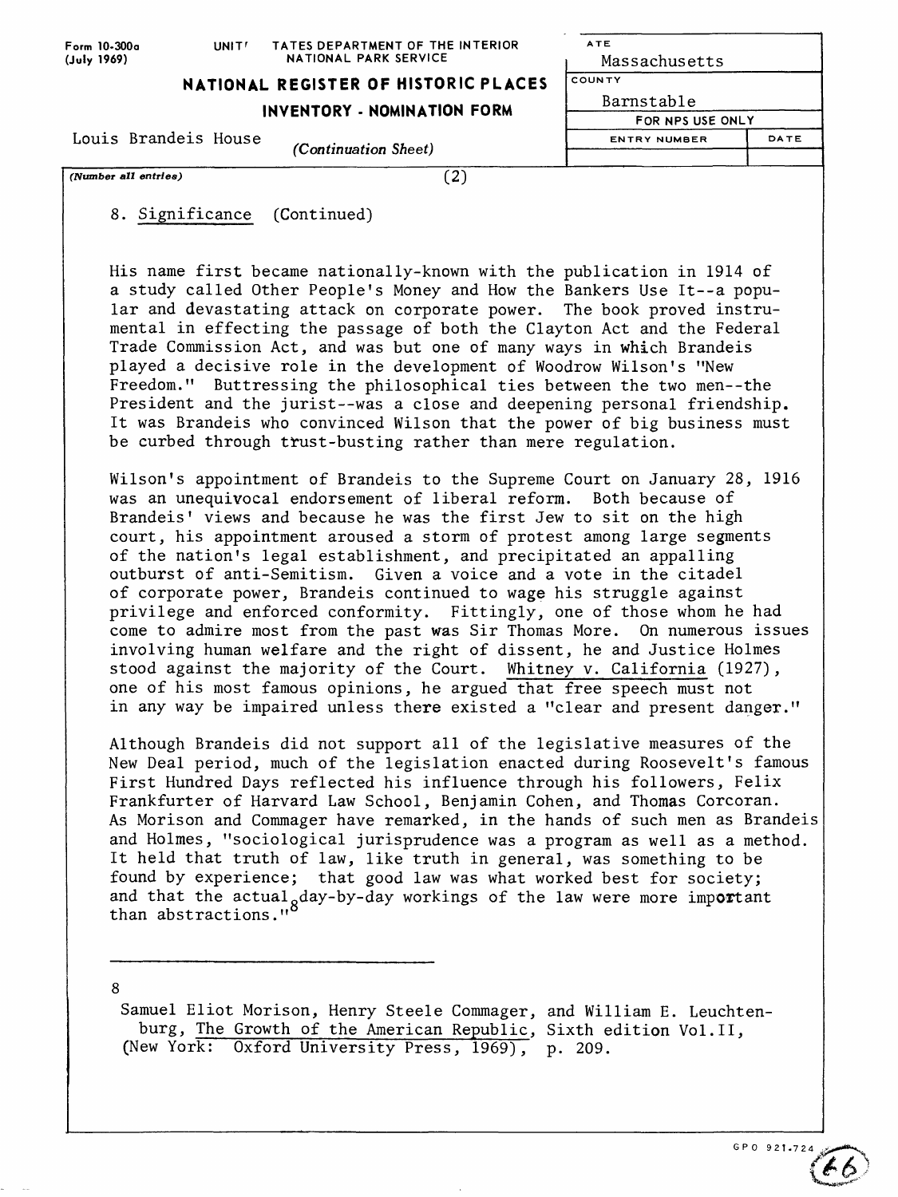Form 10-300a (July 1969)

UNITED STATES DEPARTMENT OF THE INTERIOR
NATIONAL PARK SERVICE

**NATIONAL REGISTER OF HISTORIC PLACES**

**INVENTORY - NOMINATION FORM**

*(Continuation Sheet)*

Louis Brandeis House

| STATE | |
|---|---|
| Massachusetts | |
| COUNTY | |
| Barnstable | |
| FOR NPS USE ONLY | |
| ENTRY NUMBER | DATE |
| | |

*(Number all entries)* (2)

8. Significance (Continued)

His name first became nationally-known with the publication in 1914 of a study called Other People's Money and How the Bankers Use It--a popular and devastating attack on corporate power. The book proved instrumental in effecting the passage of both the Clayton Act and the Federal Trade Commission Act, and was but one of many ways in which Brandeis played a decisive role in the development of Woodrow Wilson's "New Freedom." Buttressing the philosophical ties between the two men--the President and the jurist--was a close and deepening personal friendship. It was Brandeis who convinced Wilson that the power of big business must be curbed through trust-busting rather than mere regulation.

Wilson's appointment of Brandeis to the Supreme Court on January 28, 1916 was an unequivocal endorsement of liberal reform. Both because of Brandeis' views and because he was the first Jew to sit on the high court, his appointment aroused a storm of protest among large segments of the nation's legal establishment, and precipitated an appalling outburst of anti-Semitism. Given a voice and a vote in the citadel of corporate power, Brandeis continued to wage his struggle against privilege and enforced conformity. Fittingly, one of those whom he had come to admire most from the past was Sir Thomas More. On numerous issues involving human welfare and the right of dissent, he and Justice Holmes stood against the majority of the Court. Whitney v. California (1927), one of his most famous opinions, he argued that free speech must not in any way be impaired unless there existed a "clear and present danger."

Although Brandeis did not support all of the legislative measures of the New Deal period, much of the legislation enacted during Roosevelt's famous First Hundred Days reflected his influence through his followers, Felix Frankfurter of Harvard Law School, Benjamin Cohen, and Thomas Corcoran. As Morison and Commager have remarked, in the hands of such men as Brandeis and Holmes, "sociological jurisprudence was a program as well as a method. It held that truth of law, like truth in general, was something to be found by experience; that good law was what worked best for society; and that the actual day-by-day workings of the law were more important than abstractions."[8]

---

8 Samuel Eliot Morison, Henry Steele Commager, and William E. Leuchtenburg, The Growth of the American Republic, Sixth edition Vol.II, (New York: Oxford University Press, 1969), p. 209.

GPO 921.724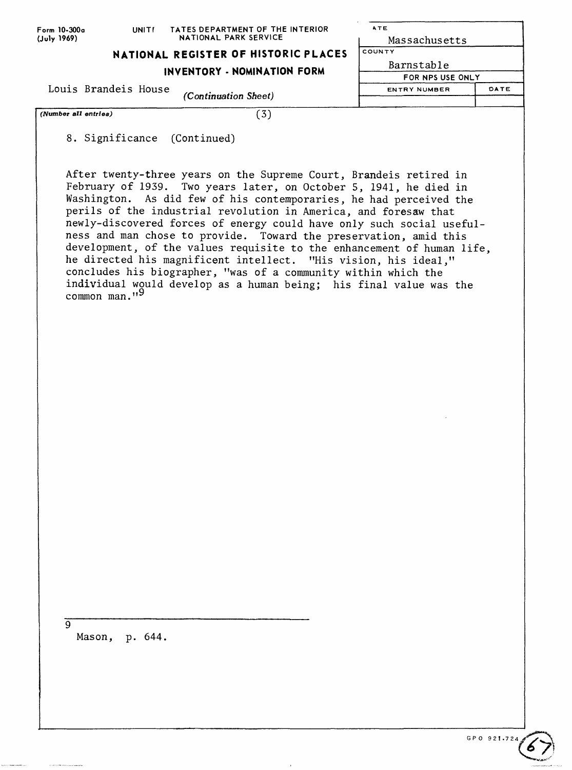8. Significance (Continued)

After twenty-three years on the Supreme Court, Brandeis retired in February of 1939. Two years later, on October 5, 1941, he died in Washington. As did few of his contemporaries, he had perceived the perils of the industrial revolution in America, and foresaw that newly-discovered forces of energy could have only such social usefulness and man chose to provide. Toward the preservation, amid this development, of the values requisite to the enhancement of human life, he directed his magnificent intellect. "His vision, his ideal," concludes his biographer, "was of a community within which the individual would develop as a human being; his final value was the common man."[9]

---

[9] Mason, p. 644.